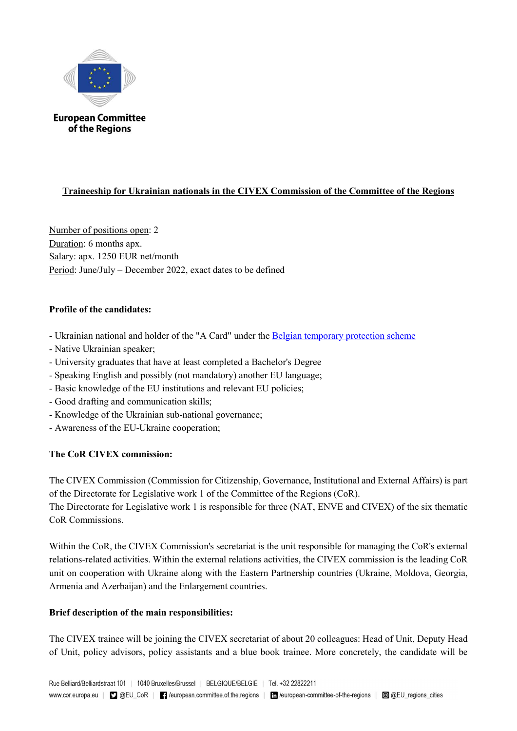European Committee of the Regions

**Traineeship for Ukrainian nationals in the CIVEX Commission of the Committee of the Regions**

Number of positions open: 2
Duration: 6 months apx.
Salary: apx. 1250 EUR net/month
Period: June/July – December 2022, exact dates to be defined

**Profile of the candidates:**

- Ukrainian national and holder of the "A Card" under the [Belgian temporary protection scheme]
- Native Ukrainian speaker;
- University graduates that have at least completed a Bachelor's Degree
- Speaking English and possibly (not mandatory) another EU language;
- Basic knowledge of the EU institutions and relevant EU policies;
- Good drafting and communication skills;
- Knowledge of the Ukrainian sub-national governance;
- Awareness of the EU-Ukraine cooperation;

**The CoR CIVEX commission:**

The CIVEX Commission (Commission for Citizenship, Governance, Institutional and External Affairs) is part of the Directorate for Legislative work 1 of the Committee of the Regions (CoR).
The Directorate for Legislative work 1 is responsible for three (NAT, ENVE and CIVEX) of the six thematic CoR Commissions.

Within the CoR, the CIVEX Commission's secretariat is the unit responsible for managing the CoR's external relations-related activities. Within the external relations activities, the CIVEX commission is the leading CoR unit on cooperation with Ukraine along with the Eastern Partnership countries (Ukraine, Moldova, Georgia, Armenia and Azerbaijan) and the Enlargement countries.

**Brief description of the main responsibilities:**

The CIVEX trainee will be joining the CIVEX secretariat of about 20 colleagues: Head of Unit, Deputy Head of Unit, policy advisors, policy assistants and a blue book trainee. More concretely, the candidate will be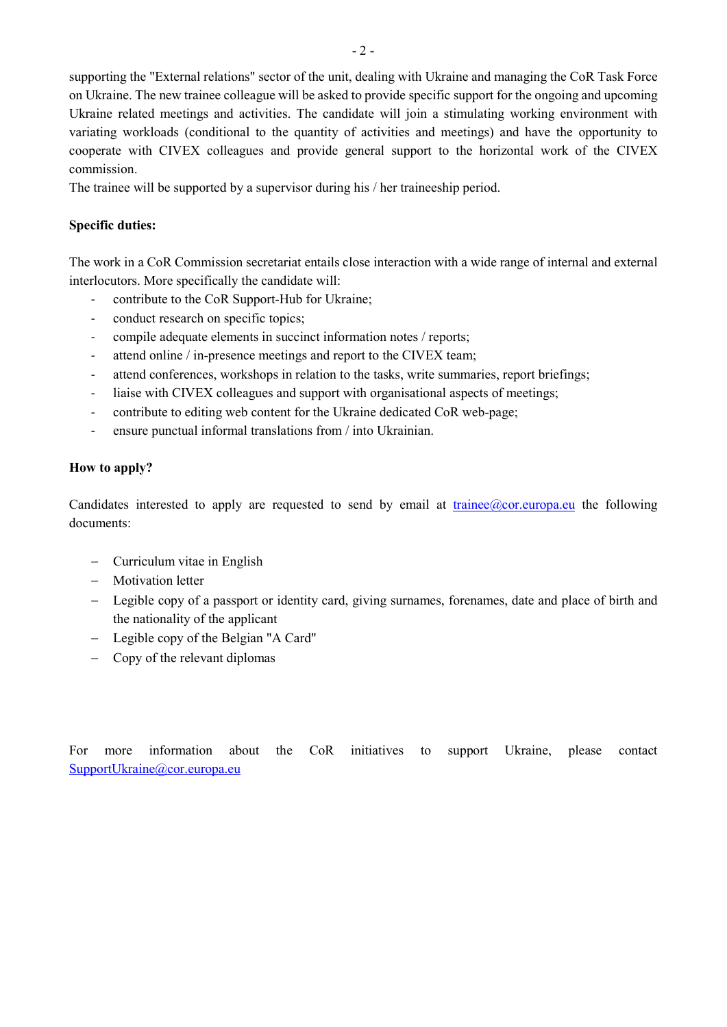supporting the "External relations" sector of the unit, dealing with Ukraine and managing the CoR Task Force on Ukraine. The new trainee colleague will be asked to provide specific support for the ongoing and upcoming Ukraine related meetings and activities. The candidate will join a stimulating working environment with variating workloads (conditional to the quantity of activities and meetings) and have the opportunity to cooperate with CIVEX colleagues and provide general support to the horizontal work of the CIVEX commission.
The trainee will be supported by a supervisor during his / her traineeship period.

**Specific duties:**

The work in a CoR Commission secretariat entails close interaction with a wide range of internal and external interlocutors. More specifically the candidate will:

- contribute to the CoR Support-Hub for Ukraine;
- conduct research on specific topics;
- compile adequate elements in succinct information notes / reports;
- attend online / in-presence meetings and report to the CIVEX team;
- attend conferences, workshops in relation to the tasks, write summaries, report briefings;
- liaise with CIVEX colleagues and support with organisational aspects of meetings;
- contribute to editing web content for the Ukraine dedicated CoR web-page;
- ensure punctual informal translations from / into Ukrainian.

**How to apply?**

Candidates interested to apply are requested to send by email at trainee@cor.europa.eu the following documents:

- Curriculum vitae in English
- Motivation letter
- Legible copy of a passport or identity card, giving surnames, forenames, date and place of birth and the nationality of the applicant
- Legible copy of the Belgian "A Card"
- Copy of the relevant diplomas

For more information about the CoR initiatives to support Ukraine, please contact SupportUkraine@cor.europa.eu